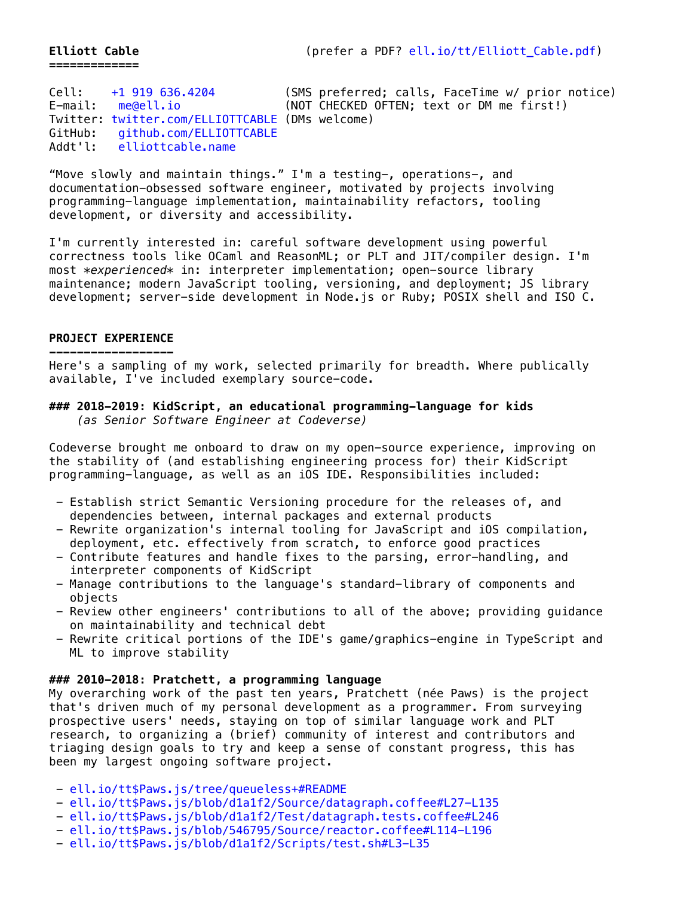**Elliott Cable**  (prefer a PDF? ell.io/tt/Elliott_Cable.pdf)

=============

```
Cell:    +1 919 636.4204          (SMS preferred; calls, FaceTime w/ prior notice)
E-mail:   me@ell.io               (NOT CHECKED OFTEN; text or DM me first!)
Twitter: twitter.com/ELLIOTTCABLE (DMs welcome)
GitHub:   github.com/ELLIOTTCABLE
Addt'l:   elliottcable.name
```

“Move slowly and maintain things.” I'm a testing-, operations-, and documentation-obsessed software engineer, motivated by projects involving programming-language implementation, maintainability refactors, tooling development, or diversity and accessibility.

I'm currently interested in: careful software development using powerful correctness tools like OCaml and ReasonML; or PLT and JIT/compiler design. I'm most *experienced* in: interpreter implementation; open-source library maintenance; modern JavaScript tooling, versioning, and deployment; JS library development; server-side development in Node.js or Ruby; POSIX shell and ISO C.

## PROJECT EXPERIENCE

Here's a sampling of my work, selected primarily for breadth. Where publically available, I've included exemplary source-code.

### 2018–2019: KidScript, an educational programming-language for kids

*(as Senior Software Engineer at Codeverse)*

Codeverse brought me onboard to draw on my open-source experience, improving on the stability of (and establishing engineering process for) their KidScript programming-language, as well as an iOS IDE. Responsibilities included:

- Establish strict Semantic Versioning procedure for the releases of, and dependencies between, internal packages and external products
- Rewrite organization's internal tooling for JavaScript and iOS compilation, deployment, etc. effectively from scratch, to enforce good practices
- Contribute features and handle fixes to the parsing, error-handling, and interpreter components of KidScript
- Manage contributions to the language's standard-library of components and objects
- Review other engineers' contributions to all of the above; providing guidance on maintainability and technical debt
- Rewrite critical portions of the IDE's game/graphics-engine in TypeScript and ML to improve stability

### 2010–2018: Pratchett, a programming language

My overarching work of the past ten years, Pratchett (née Paws) is the project that's driven much of my personal development as a programmer. From surveying prospective users' needs, staying on top of similar language work and PLT research, to organizing a (brief) community of interest and contributors and triaging design goals to try and keep a sense of constant progress, this has been my largest ongoing software project.

- ell.io/tt$Paws.js/tree/queueless+#README
- ell.io/tt$Paws.js/blob/d1a1f2/Source/datagraph.coffee#L27-L135
- ell.io/tt$Paws.js/blob/d1a1f2/Test/datagraph.tests.coffee#L246
- ell.io/tt$Paws.js/blob/546795/Source/reactor.coffee#L114-L196
- ell.io/tt$Paws.js/blob/d1a1f2/Scripts/test.sh#L3-L35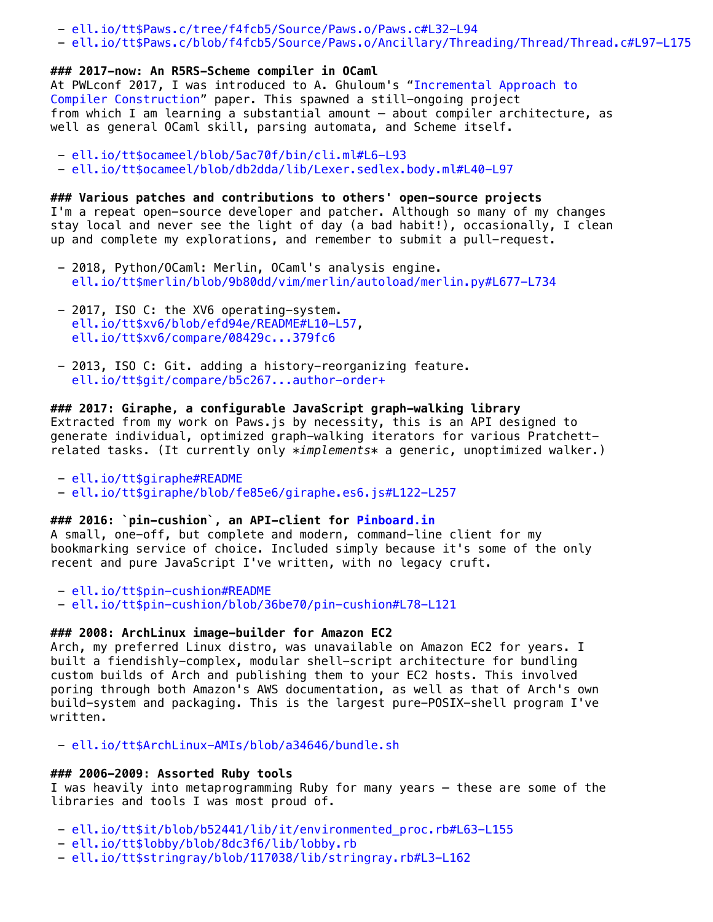- ell.io/tt$Paws.c/tree/f4fcb5/Source/Paws.o/Paws.c#L32-L94
- ell.io/tt$Paws.c/blob/f4fcb5/Source/Paws.o/Ancillary/Threading/Thread/Thread.c#L97-L175

### 2017-now: An R5RS-Scheme compiler in OCaml
At PWLconf 2017, I was introduced to A. Ghuloum's "Incremental Approach to Compiler Construction" paper. This spawned a still-ongoing project from which I am learning a substantial amount — about compiler architecture, as well as general OCaml skill, parsing automata, and Scheme itself.

- ell.io/tt$ocameel/blob/5ac70f/bin/cli.ml#L6-L93
- ell.io/tt$ocameel/blob/db2dda/lib/Lexer.sedlex.body.ml#L40-L97

### Various patches and contributions to others' open-source projects
I'm a repeat open-source developer and patcher. Although so many of my changes stay local and never see the light of day (a bad habit!), occasionally, I clean up and complete my explorations, and remember to submit a pull-request.

- 2018, Python/OCaml: Merlin, OCaml's analysis engine.
  ell.io/tt$merlin/blob/9b80dd/vim/merlin/autoload/merlin.py#L677-L734

- 2017, ISO C: the XV6 operating-system.
  ell.io/tt$xv6/blob/efd94e/README#L10-L57,
  ell.io/tt$xv6/compare/08429c...379fc6

- 2013, ISO C: Git. adding a history-reorganizing feature.
  ell.io/tt$git/compare/b5c267...author-order+

### 2017: Giraphe, a configurable JavaScript graph-walking library
Extracted from my work on Paws.js by necessity, this is an API designed to generate individual, optimized graph-walking iterators for various Pratchett-related tasks. (It currently only *implements* a generic, unoptimized walker.)

- ell.io/tt$giraphe#README
- ell.io/tt$giraphe/blob/fe85e6/giraphe.es6.js#L122-L257

### 2016: `pin-cushion`, an API-client for Pinboard.in
A small, one-off, but complete and modern, command-line client for my bookmarking service of choice. Included simply because it's some of the only recent and pure JavaScript I've written, with no legacy cruft.

- ell.io/tt$pin-cushion#README
- ell.io/tt$pin-cushion/blob/36be70/pin-cushion#L78-L121

### 2008: ArchLinux image-builder for Amazon EC2
Arch, my preferred Linux distro, was unavailable on Amazon EC2 for years. I built a fiendishly-complex, modular shell-script architecture for bundling custom builds of Arch and publishing them to your EC2 hosts. This involved poring through both Amazon's AWS documentation, as well as that of Arch's own build-system and packaging. This is the largest pure-POSIX-shell program I've written.

- ell.io/tt$ArchLinux-AMIs/blob/a34646/bundle.sh

### 2006-2009: Assorted Ruby tools
I was heavily into metaprogramming Ruby for many years — these are some of the libraries and tools I was most proud of.

- ell.io/tt$it/blob/b52441/lib/it/environmented_proc.rb#L63-L155
- ell.io/tt$lobby/blob/8dc3f6/lib/lobby.rb
- ell.io/tt$stringray/blob/117038/lib/stringray.rb#L3-L162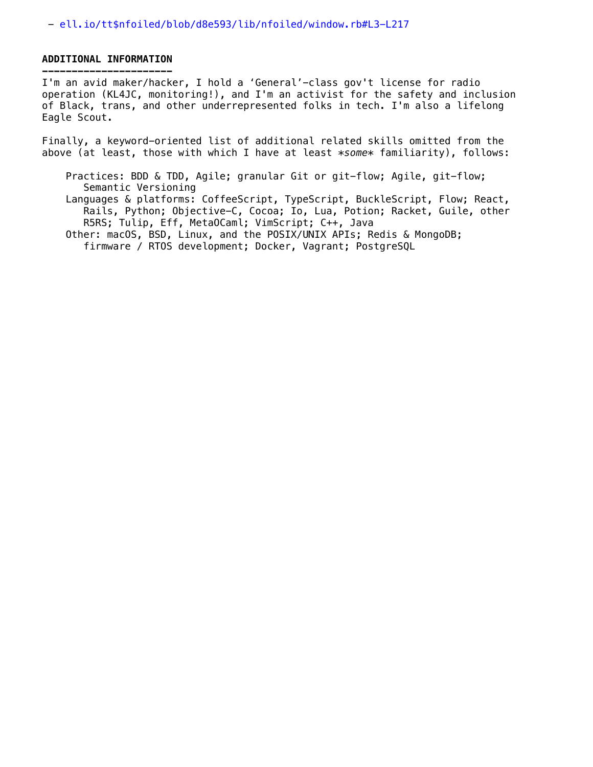- ell.io/tt$nfoiled/blob/d8e593/lib/nfoiled/window.rb#L3-L217

## ADDITIONAL INFORMATION

I'm an avid maker/hacker, I hold a 'General'-class gov't license for radio operation (KL4JC, monitoring!), and I'm an activist for the safety and inclusion of Black, trans, and other underrepresented folks in tech. I'm also a lifelong Eagle Scout.

Finally, a keyword-oriented list of additional related skills omitted from the above (at least, those with which I have at least **some* familiarity), follows:

- Practices: BDD & TDD, Agile; granular Git or git-flow; Agile, git-flow; Semantic Versioning
- Languages & platforms: CoffeeScript, TypeScript, BuckleScript, Flow; React, Rails, Python; Objective-C, Cocoa; Io, Lua, Potion; Racket, Guile, other R5RS; Tulip, Eff, MetaOCaml; VimScript; C++, Java
- Other: macOS, BSD, Linux, and the POSIX/UNIX APIs; Redis & MongoDB; firmware / RTOS development; Docker, Vagrant; PostgreSQL